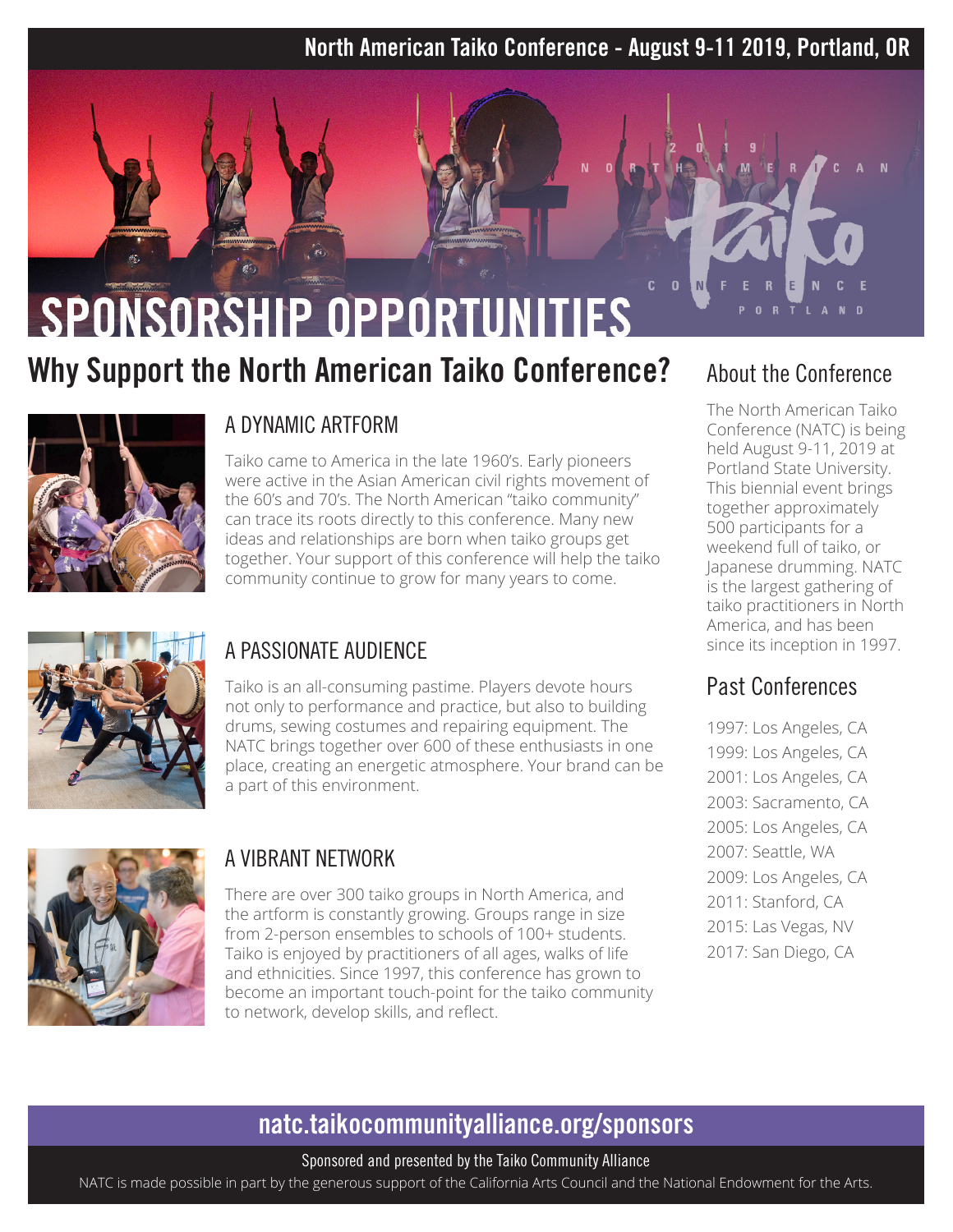North American Taiko Conference - August 9-11 2019, Portland, OR

# SPONSORSHIP OPPORTUNITIES

## Why Support the North American Taiko Conference?

### A DYNAMIC ARTFORM

Taiko came to America in the late 1960's. Early pioneers were active in the Asian American civil rights movement of the 60's and 70's. The North American "taiko community" can trace its roots directly to this conference. Many new ideas and relationships are born when taiko groups get together. Your support of this conference will help the taiko community continue to grow for many years to come.

### A PASSIONATE AUDIENCE

Taiko is an all-consuming pastime. Players devote hours not only to performance and practice, but also to building drums, sewing costumes and repairing equipment. The NATC brings together over 600 of these enthusiasts in one place, creating an energetic atmosphere. Your brand can be a part of this environment.

### A VIBRANT NETWORK

There are over 300 taiko groups in North America, and the artform is constantly growing. Groups range in size from 2-person ensembles to schools of 100+ students. Taiko is enjoyed by practitioners of all ages, walks of life and ethnicities. Since 1997, this conference has grown to become an important touch-point for the taiko community to network, develop skills, and reflect.

## About the Conference

The North American Taiko Conference (NATC) is being held August 9-11, 2019 at Portland State University. This biennial event brings together approximately 500 participants for a weekend full of taiko, or Japanese drumming. NATC is the largest gathering of taiko practitioners in North America, and has been since its inception in 1997.

## Past Conferences

1997: Los Angeles, CA
1999: Los Angeles, CA
2001: Los Angeles, CA
2003: Sacramento, CA
2005: Los Angeles, CA
2007: Seattle, WA
2009: Los Angeles, CA
2011: Stanford, CA
2015: Las Vegas, NV
2017: San Diego, CA

**natc.taikocommunityalliance.org/sponsors**

Sponsored and presented by the Taiko Community Alliance

NATC is made possible in part by the generous support of the California Arts Council and the National Endowment for the Arts.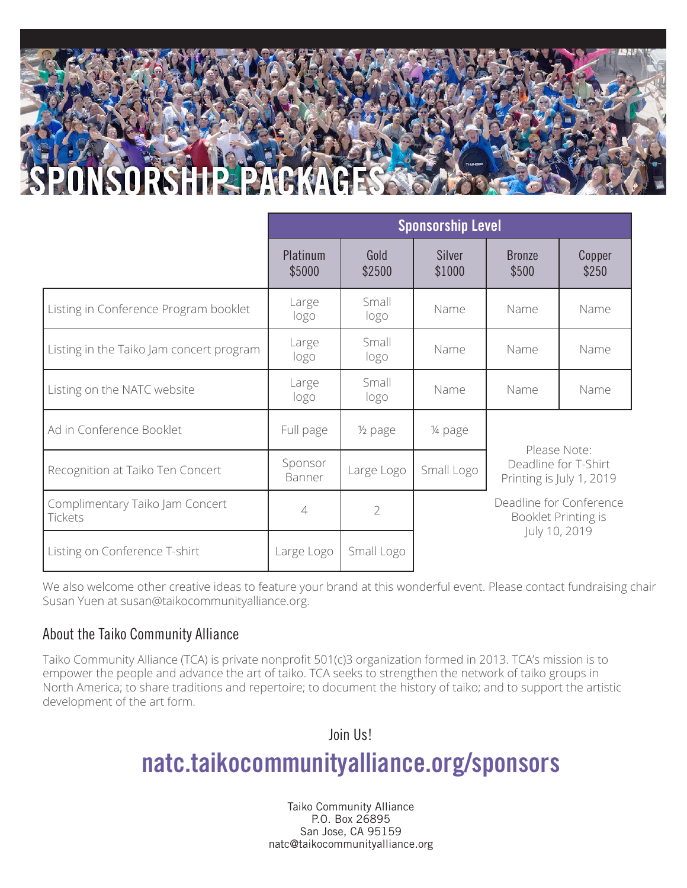# SPONSORSHIP PACKAGES

| | Sponsorship Level | | | | |
|---|---|---|---|---|---|
| | Platinum $5000 | Gold $2500 | Silver $1000 | Bronze $500 | Copper $250 |
| Listing in Conference Program booklet | Large logo | Small logo | Name | Name | Name |
| Listing in the Taiko Jam concert program | Large logo | Small logo | Name | Name | Name |
| Listing on the NATC website | Large logo | Small logo | Name | Name | Name |
| Ad in Conference Booklet | Full page | ½ page | ¼ page | | |
| Recognition at Taiko Ten Concert | Sponsor Banner | Large Logo | Small Logo | | |
| Complimentary Taiko Jam Concert Tickets | 4 | 2 | | | |
| Listing on Conference T-shirt | Large Logo | Small Logo | | | |

Please Note:
Deadline for T-Shirt Printing is July 1, 2019

Deadline for Conference Booklet Printing is July 10, 2019

We also welcome other creative ideas to feature your brand at this wonderful event. Please contact fundraising chair Susan Yuen at susan@taikocommunityalliance.org.

## About the Taiko Community Alliance

Taiko Community Alliance (TCA) is private nonprofit 501(c)3 organization formed in 2013. TCA's mission is to empower the people and advance the art of taiko. TCA seeks to strengthen the network of taiko groups in North America; to share traditions and repertoire; to document the history of taiko; and to support the artistic development of the art form.

Join Us!

## natc.taikocommunityalliance.org/sponsors

Taiko Community Alliance
P.O. Box 26895
San Jose, CA 95159
natc@taikocommunityalliance.org